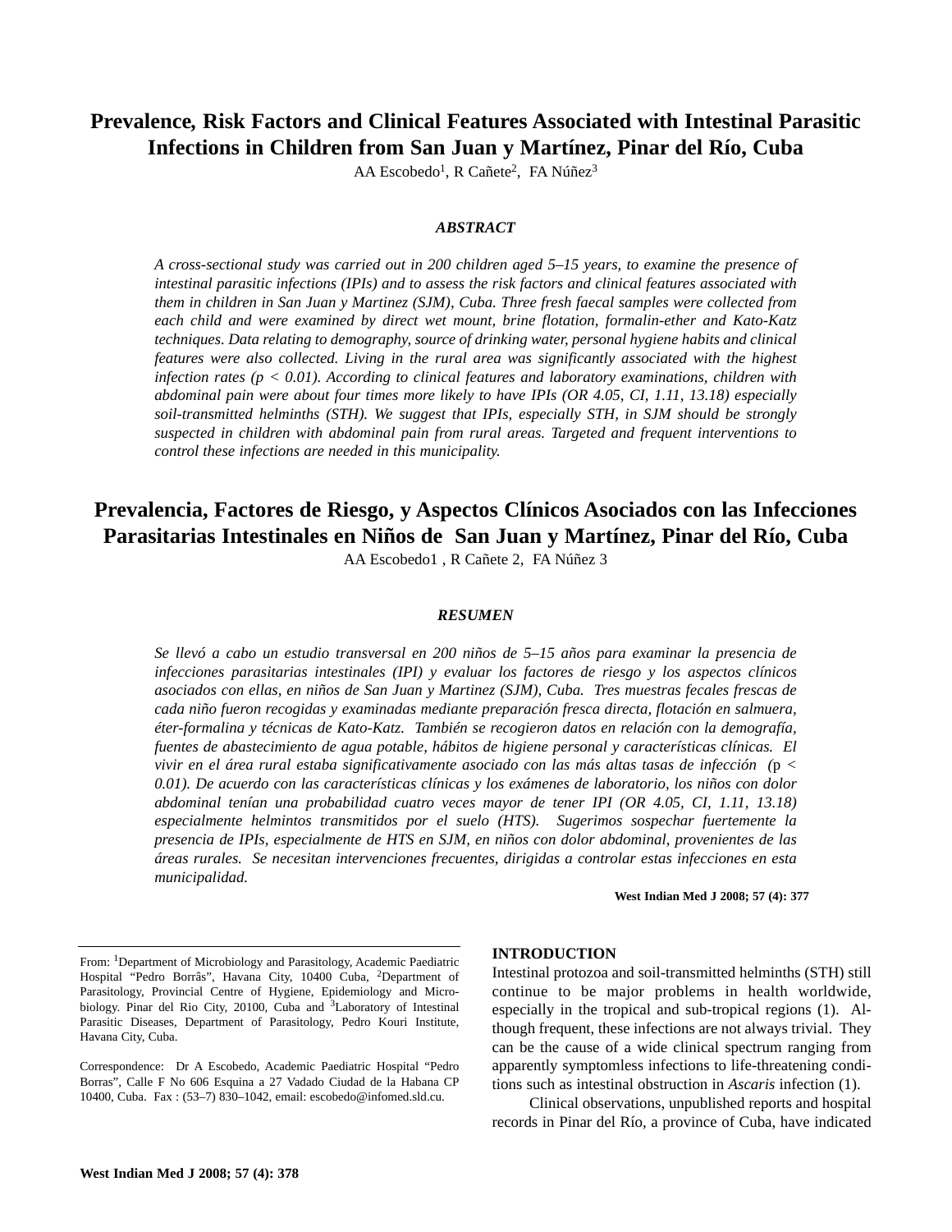# Prevalence, Risk Factors and Clinical Features Associated with Intestinal Parasitic Infections in Children from San Juan y Martínez, Pinar del Río, Cuba

AA Escobedo[1], R Cañete[2], FA Núñez[3]

### *ABSTRACT*

*A cross-sectional study was carried out in 200 children aged 5–15 years, to examine the presence of intestinal parasitic infections (IPIs) and to assess the risk factors and clinical features associated with them in children in San Juan y Martinez (SJM), Cuba. Three fresh faecal samples were collected from each child and were examined by direct wet mount, brine flotation, formalin-ether and Kato-Katz techniques. Data relating to demography, source of drinking water, personal hygiene habits and clinical features were also collected. Living in the rural area was significantly associated with the highest infection rates ($p < 0.01$). According to clinical features and laboratory examinations, children with abdominal pain were about four times more likely to have IPIs (OR 4.05, CI, 1.11, 13.18) especially soil-transmitted helminths (STH). We suggest that IPIs, especially STH, in SJM should be strongly suspected in children with abdominal pain from rural areas. Targeted and frequent interventions to control these infections are needed in this municipality.*

# Prevalencia, Factores de Riesgo, y Aspectos Clínicos Asociados con las Infecciones Parasitarias Intestinales en Niños de San Juan y Martínez, Pinar del Río, Cuba

AA Escobedo1 , R Cañete 2, FA Núñez 3

### *RESUMEN*

*Se llevó a cabo un estudio transversal en 200 niños de 5–15 años para examinar la presencia de infecciones parasitarias intestinales (IPI) y evaluar los factores de riesgo y los aspectos clínicos asociados con ellas, en niños de San Juan y Martinez (SJM), Cuba. Tres muestras fecales frescas de cada niño fueron recogidas y examinadas mediante preparación fresca directa, flotación en salmuera, éter-formalina y técnicas de Kato-Katz. También se recogieron datos en relación con la demografía, fuentes de abastecimiento de agua potable, hábitos de higiene personal y características clínicas. El vivir en el área rural estaba significativamente asociado con las más altas tasas de infección* (p < *0.01). De acuerdo con las características clínicas y los exámenes de laboratorio, los niños con dolor abdominal tenían una probabilidad cuatro veces mayor de tener IPI (OR 4.05, CI, 1.11, 13.18) especialmente helmintos transmitidos por el suelo (HTS). Sugerimos sospechar fuertemente la presencia de IPIs, especialmente de HTS en SJM, en niños con dolor abdominal, provenientes de las áreas rurales. Se necesitan intervenciones frecuentes, dirigidas a controlar estas infecciones en esta municipalidad.*

**West Indian Med J 2008; 57 (4): 377**

From: [1]Department of Microbiology and Parasitology, Academic Paediatric Hospital "Pedro Borrâs", Havana City, 10400 Cuba, [2]Department of Parasitology, Provincial Centre of Hygiene, Epidemiology and Microbiology. Pinar del Rio City, 20100, Cuba and [3]Laboratory of Intestinal Parasitic Diseases, Department of Parasitology, Pedro Kouri Institute, Havana City, Cuba.

Correspondence: Dr A Escobedo, Academic Paediatric Hospital "Pedro Borras", Calle F No 606 Esquina a 27 Vadado Ciudad de la Habana CP 10400, Cuba. Fax : (53–7) 830–1042, email: escobedo@infomed.sld.cu.

## INTRODUCTION

Intestinal protozoa and soil-transmitted helminths (STH) still continue to be major problems in health worldwide, especially in the tropical and sub-tropical regions (1). Although frequent, these infections are not always trivial. They can be the cause of a wide clinical spectrum ranging from apparently symptomless infections to life-threatening conditions such as intestinal obstruction in *Ascaris* infection (1).

Clinical observations, unpublished reports and hospital records in Pinar del Río, a province of Cuba, have indicated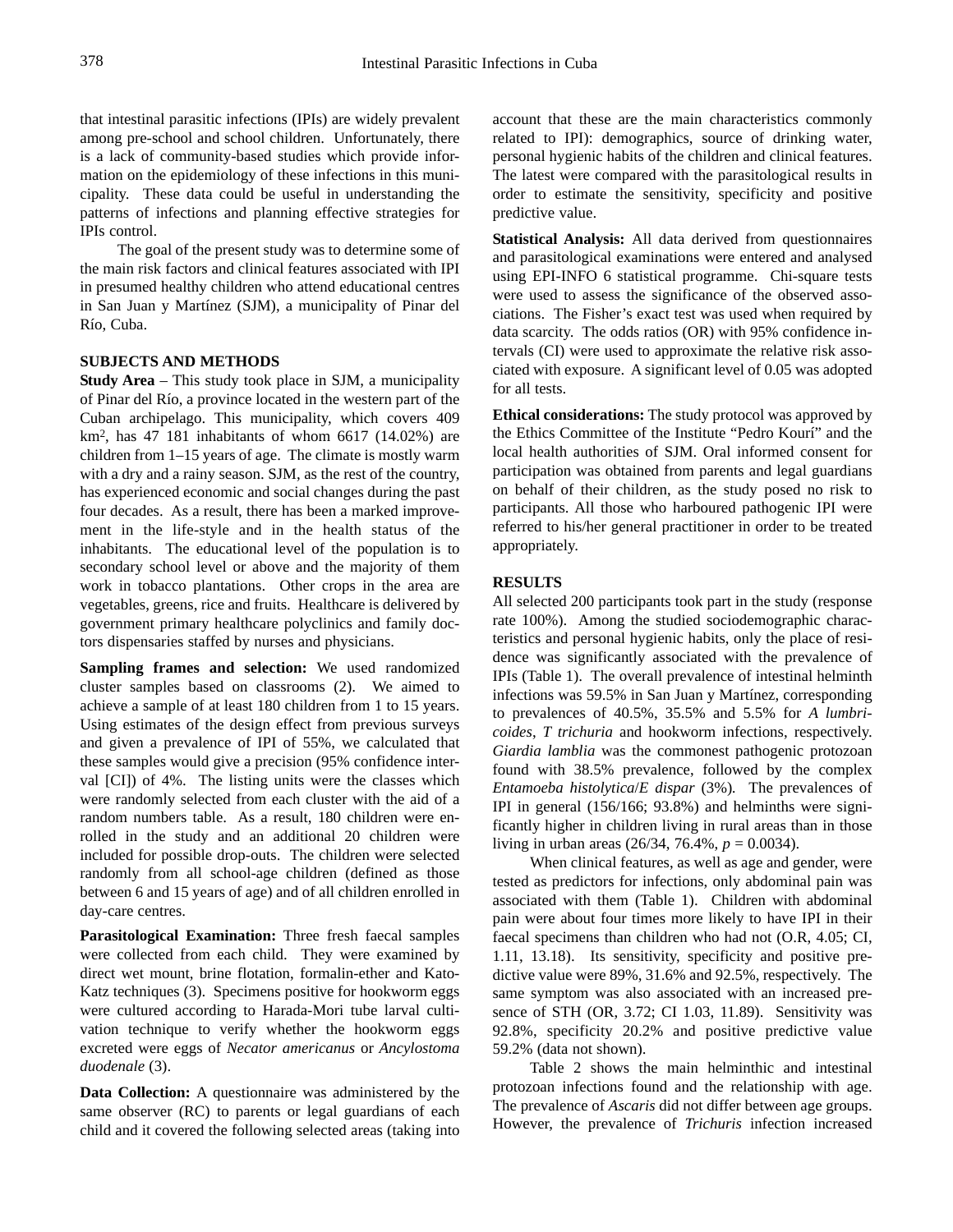that intestinal parasitic infections (IPIs) are widely prevalent among pre-school and school children. Unfortunately, there is a lack of community-based studies which provide information on the epidemiology of these infections in this municipality. These data could be useful in understanding the patterns of infections and planning effective strategies for IPIs control.

The goal of the present study was to determine some of the main risk factors and clinical features associated with IPI in presumed healthy children who attend educational centres in San Juan y Martínez (SJM), a municipality of Pinar del Río, Cuba.

## SUBJECTS AND METHODS

**Study Area** – This study took place in SJM, a municipality of Pinar del Río, a province located in the western part of the Cuban archipelago. This municipality, which covers 409 $km^2$, has 47 181 inhabitants of whom 6617 (14.02%) are children from 1–15 years of age. The climate is mostly warm with a dry and a rainy season. SJM, as the rest of the country, has experienced economic and social changes during the past four decades. As a result, there has been a marked improvement in the life-style and in the health status of the inhabitants. The educational level of the population is to secondary school level or above and the majority of them work in tobacco plantations. Other crops in the area are vegetables, greens, rice and fruits. Healthcare is delivered by government primary healthcare polyclinics and family doctors dispensaries staffed by nurses and physicians.

**Sampling frames and selection:** We used randomized cluster samples based on classrooms (2). We aimed to achieve a sample of at least 180 children from 1 to 15 years. Using estimates of the design effect from previous surveys and given a prevalence of IPI of 55%, we calculated that these samples would give a precision (95% confidence interval [CI]) of 4%. The listing units were the classes which were randomly selected from each cluster with the aid of a random numbers table. As a result, 180 children were enrolled in the study and an additional 20 children were included for possible drop-outs. The children were selected randomly from all school-age children (defined as those between 6 and 15 years of age) and of all children enrolled in day-care centres.

**Parasitological Examination:** Three fresh faecal samples were collected from each child. They were examined by direct wet mount, brine flotation, formalin-ether and Kato-Katz techniques (3). Specimens positive for hookworm eggs were cultured according to Harada-Mori tube larval cultivation technique to verify whether the hookworm eggs excreted were eggs of *Necator americanus* or *Ancylostoma duodenale* (3).

**Data Collection:** A questionnaire was administered by the same observer (RC) to parents or legal guardians of each child and it covered the following selected areas (taking into account that these are the main characteristics commonly related to IPI): demographics, source of drinking water, personal hygienic habits of the children and clinical features. The latest were compared with the parasitological results in order to estimate the sensitivity, specificity and positive predictive value.

**Statistical Analysis:** All data derived from questionnaires and parasitological examinations were entered and analysed using EPI-INFO 6 statistical programme. Chi-square tests were used to assess the significance of the observed associations. The Fisher's exact test was used when required by data scarcity. The odds ratios (OR) with 95% confidence intervals (CI) were used to approximate the relative risk associated with exposure. A significant level of 0.05 was adopted for all tests.

**Ethical considerations:** The study protocol was approved by the Ethics Committee of the Institute "Pedro Kourí" and the local health authorities of SJM. Oral informed consent for participation was obtained from parents and legal guardians on behalf of their children, as the study posed no risk to participants. All those who harboured pathogenic IPI were referred to his/her general practitioner in order to be treated appropriately.

## RESULTS

All selected 200 participants took part in the study (response rate 100%). Among the studied sociodemographic characteristics and personal hygienic habits, only the place of residence was significantly associated with the prevalence of IPIs (Table 1). The overall prevalence of intestinal helminth infections was 59.5% in San Juan y Martínez, corresponding to prevalences of 40.5%, 35.5% and 5.5% for *A lumbricoides*, *T trichuria* and hookworm infections, respectively. *Giardia lamblia* was the commonest pathogenic protozoan found with 38.5% prevalence, followed by the complex *Entamoeba histolytica*/*E dispar* (3%). The prevalences of IPI in general (156/166; 93.8%) and helminths were significantly higher in children living in rural areas than in those living in urban areas (26/34, 76.4%, $p = 0.0034$).

When clinical features, as well as age and gender, were tested as predictors for infections, only abdominal pain was associated with them (Table 1). Children with abdominal pain were about four times more likely to have IPI in their faecal specimens than children who had not (O.R, 4.05; CI, 1.11, 13.18). Its sensitivity, specificity and positive predictive value were 89%, 31.6% and 92.5%, respectively. The same symptom was also associated with an increased presence of STH (OR, 3.72; CI 1.03, 11.89). Sensitivity was 92.8%, specificity 20.2% and positive predictive value 59.2% (data not shown).

Table 2 shows the main helminthic and intestinal protozoan infections found and the relationship with age. The prevalence of *Ascaris* did not differ between age groups. However, the prevalence of *Trichuris* infection increased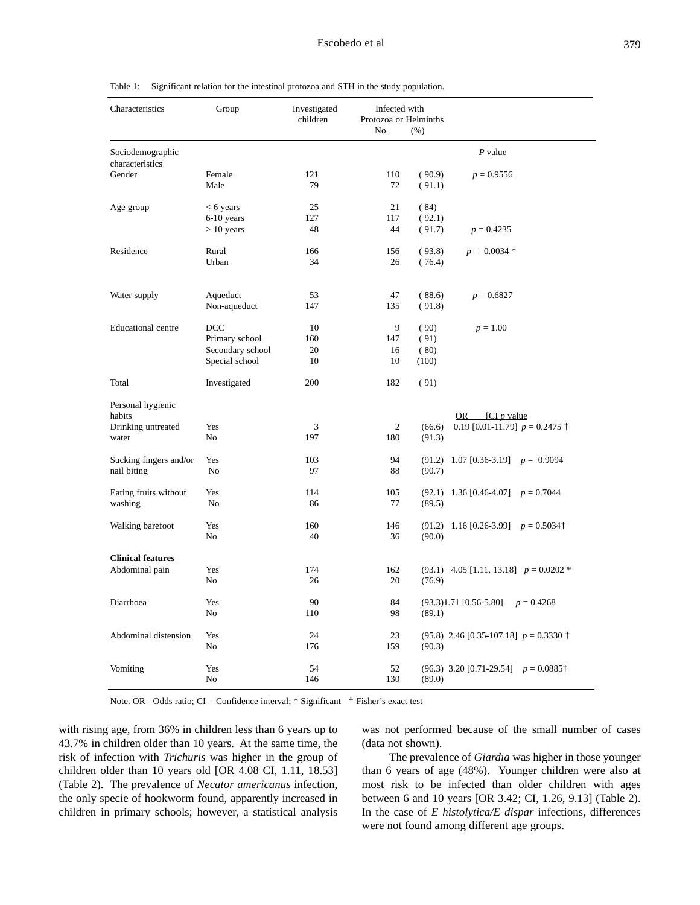Table 1: Significant relation for the intestinal protozoa and STH in the study population.

| Characteristics | Group | Investigated children | Infected with Protozoa or Helminths No. | (%) | |
|---|---|---|---|---|---|
| Sociodemographic characteristics | | | | | *P* value |
| Gender | Female | 121 | 110 | ( 90.9) | *p* = 0.9556 |
| | Male | 79 | 72 | ( 91.1) | |
| Age group | < 6 years | 25 | 21 | ( 84) | |
| | 6-10 years | 127 | 117 | ( 92.1) | |
| | > 10 years | 48 | 44 | ( 91.7) | *p* = 0.4235 |
| Residence | Rural | 166 | 156 | ( 93.8) | *p* = 0.0034 * |
| | Urban | 34 | 26 | ( 76.4) | |
| Water supply | Aqueduct | 53 | 47 | ( 88.6) | *p* = 0.6827 |
| | Non-aqueduct | 147 | 135 | ( 91.8) | |
| Educational centre | DCC | 10 | 9 | ( 90) | *p* = 1.00 |
| | Primary school | 160 | 147 | ( 91) | |
| | Secondary school | 20 | 16 | ( 80) | |
| | Special school | 10 | 10 | (100) | |
| Total | Investigated | 200 | 182 | ( 91) | |
| Personal hygienic habits | | | | | OR [CI *p* value |
| Drinking untreated water | Yes | 3 | 2 | (66.6) | 0.19 [0.01-11.79] *p* = 0.2475 † |
| | No | 197 | 180 | (91.3) | |
| Sucking fingers and/or nail biting | Yes | 103 | 94 | (91.2) | 1.07 [0.36-3.19] *p* = 0.9094 |
| | No | 97 | 88 | (90.7) | |
| Eating fruits without washing | Yes | 114 | 105 | (92.1) | 1.36 [0.46-4.07] *p* = 0.7044 |
| | No | 86 | 77 | (89.5) | |
| Walking barefoot | Yes | 160 | 146 | (91.2) | 1.16 [0.26-3.99] *p* = 0.5034† |
| | No | 40 | 36 | (90.0) | |
| **Clinical features** | | | | | |
| Abdominal pain | Yes | 174 | 162 | (93.1) | 4.05 [1.11, 13.18] *p* = 0.0202 * |
| | No | 26 | 20 | (76.9) | |
| Diarrhoea | Yes | 90 | 84 | (93.3) | 1.71 [0.56-5.80] *p* = 0.4268 |
| | No | 110 | 98 | (89.1) | |
| Abdominal distension | Yes | 24 | 23 | (95.8) | 2.46 [0.35-107.18] *p* = 0.3330 † |
| | No | 176 | 159 | (90.3) | |
| Vomiting | Yes | 54 | 52 | (96.3) | 3.20 [0.71-29.54] *p* = 0.0885† |
| | No | 146 | 130 | (89.0) | |

Note. OR= Odds ratio; CI = Confidence interval; * Significant † Fisher's exact test

with rising age, from 36% in children less than 6 years up to 43.7% in children older than 10 years. At the same time, the risk of infection with *Trichuris* was higher in the group of children older than 10 years old [OR 4.08 CI, 1.11, 18.53] (Table 2). The prevalence of *Necator americanus* infection, the only specie of hookworm found, apparently increased in children in primary schools; however, a statistical analysis was not performed because of the small number of cases (data not shown).

The prevalence of *Giardia* was higher in those younger than 6 years of age (48%). Younger children were also at most risk to be infected than older children with ages between 6 and 10 years [OR 3.42; CI, 1.26, 9.13] (Table 2). In the case of *E histolytica/E dispar* infections, differences were not found among different age groups.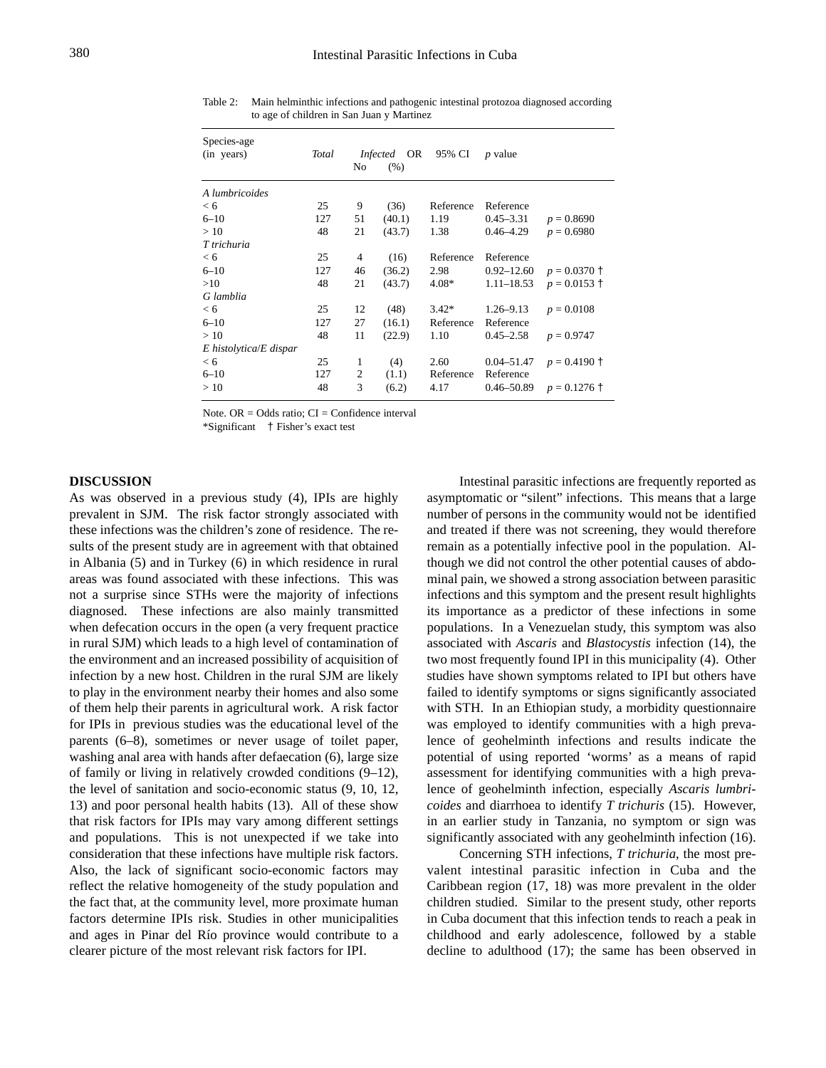Table 2: Main helminthic infections and pathogenic intestinal protozoa diagnosed according to age of children in San Juan y Martinez

| Species-age (in years) | *Total* | *Infected* No | (%) | OR | 95% CI | *p* value |
|---|---|---|---|---|---|---|
| *A lumbricoides* | | | | | | |
| < 6 | 25 | 9 | (36) | Reference | Reference | |
| 6–10 | 127 | 51 | (40.1) | 1.19 | 0.45–3.31 | $p = 0.8690$ |
| > 10 | 48 | 21 | (43.7) | 1.38 | 0.46–4.29 | $p = 0.6980$ |
| *T trichuria* | | | | | | |
| < 6 | 25 | 4 | (16) | Reference | Reference | |
| 6–10 | 127 | 46 | (36.2) | 2.98 | 0.92–12.60 | $p = 0.0370$ † |
| >10 | 48 | 21 | (43.7) | 4.08* | 1.11–18.53 | $p = 0.0153$ † |
| *G lamblia* | | | | | | |
| < 6 | 25 | 12 | (48) | 3.42* | 1.26–9.13 | $p = 0.0108$ |
| 6–10 | 127 | 27 | (16.1) | Reference | Reference | |
| > 10 | 48 | 11 | (22.9) | 1.10 | 0.45–2.58 | $p = 0.9747$ |
| *E histolytica/E dispar* | | | | | | |
| < 6 | 25 | 1 | (4) | 2.60 | 0.04–51.47 | $p = 0.4190$ † |
| 6–10 | 127 | 2 | (1.1) | Reference | Reference | |
| > 10 | 48 | 3 | (6.2) | 4.17 | 0.46–50.89 | $p = 0.1276$ † |

Note. OR = Odds ratio; CI = Confidence interval
*Significant † Fisher's exact test

## DISCUSSION

As was observed in a previous study (4), IPIs are highly prevalent in SJM. The risk factor strongly associated with these infections was the children's zone of residence. The results of the present study are in agreement with that obtained in Albania (5) and in Turkey (6) in which residence in rural areas was found associated with these infections. This was not a surprise since STHs were the majority of infections diagnosed. These infections are also mainly transmitted when defecation occurs in the open (a very frequent practice in rural SJM) which leads to a high level of contamination of the environment and an increased possibility of acquisition of infection by a new host. Children in the rural SJM are likely to play in the environment nearby their homes and also some of them help their parents in agricultural work. A risk factor for IPIs in previous studies was the educational level of the parents (6–8), sometimes or never usage of toilet paper, washing anal area with hands after defaecation (6), large size of family or living in relatively crowded conditions (9–12), the level of sanitation and socio-economic status (9, 10, 12, 13) and poor personal health habits (13). All of these show that risk factors for IPIs may vary among different settings and populations. This is not unexpected if we take into consideration that these infections have multiple risk factors. Also, the lack of significant socio-economic factors may reflect the relative homogeneity of the study population and the fact that, at the community level, more proximate human factors determine IPIs risk. Studies in other municipalities and ages in Pinar del Río province would contribute to a clearer picture of the most relevant risk factors for IPI.

Intestinal parasitic infections are frequently reported as asymptomatic or "silent" infections. This means that a large number of persons in the community would not be identified and treated if there was not screening, they would therefore remain as a potentially infective pool in the population. Although we did not control the other potential causes of abdominal pain, we showed a strong association between parasitic infections and this symptom and the present result highlights its importance as a predictor of these infections in some populations. In a Venezuelan study, this symptom was also associated with *Ascaris* and *Blastocystis* infection (14), the two most frequently found IPI in this municipality (4). Other studies have shown symptoms related to IPI but others have failed to identify symptoms or signs significantly associated with STH. In an Ethiopian study, a morbidity questionnaire was employed to identify communities with a high prevalence of geohelminth infections and results indicate the potential of using reported 'worms' as a means of rapid assessment for identifying communities with a high prevalence of geohelminth infection, especially *Ascaris lumbricoides* and diarrhoea to identify *T trichuris* (15). However, in an earlier study in Tanzania, no symptom or sign was significantly associated with any geohelminth infection (16).

Concerning STH infections, *T trichuria*, the most prevalent intestinal parasitic infection in Cuba and the Caribbean region (17, 18) was more prevalent in the older children studied. Similar to the present study, other reports in Cuba document that this infection tends to reach a peak in childhood and early adolescence, followed by a stable decline to adulthood (17); the same has been observed in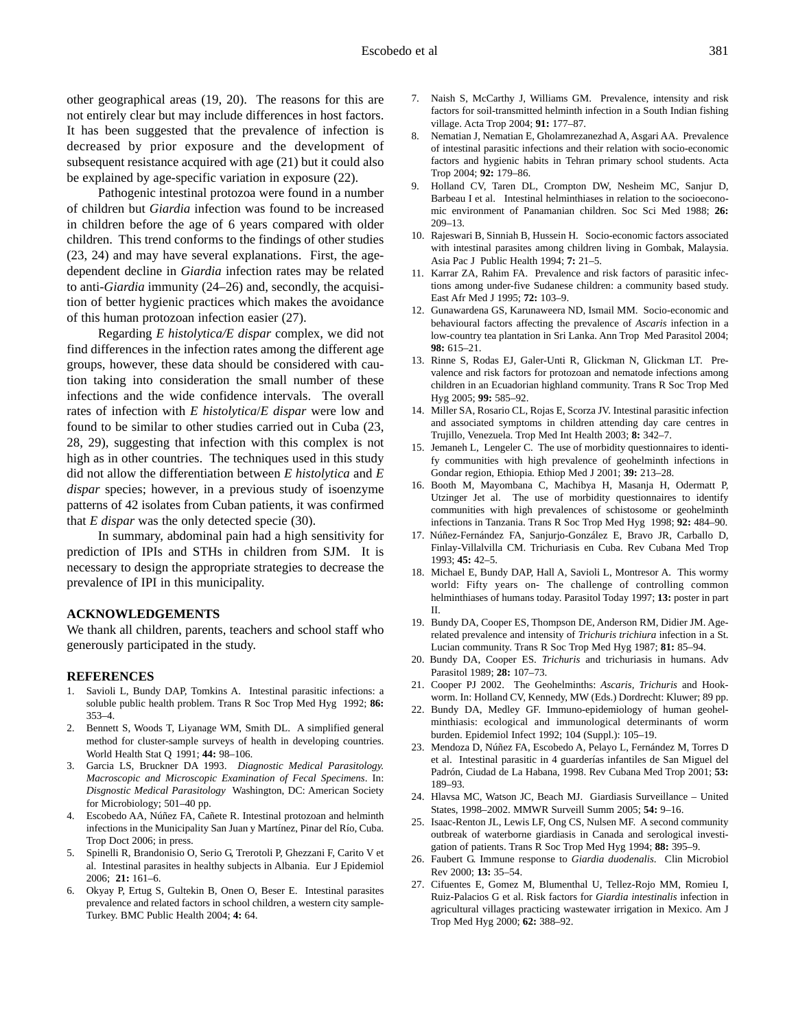other geographical areas (19, 20). The reasons for this are not entirely clear but may include differences in host factors. It has been suggested that the prevalence of infection is decreased by prior exposure and the development of subsequent resistance acquired with age (21) but it could also be explained by age-specific variation in exposure (22).

Pathogenic intestinal protozoa were found in a number of children but *Giardia* infection was found to be increased in children before the age of 6 years compared with older children. This trend conforms to the findings of other studies (23, 24) and may have several explanations. First, the age-dependent decline in *Giardia* infection rates may be related to anti-*Giardia* immunity (24–26) and, secondly, the acquisition of better hygienic practices which makes the avoidance of this human protozoan infection easier (27).

Regarding *E histolytica/E dispar* complex, we did not find differences in the infection rates among the different age groups, however, these data should be considered with caution taking into consideration the small number of these infections and the wide confidence intervals. The overall rates of infection with *E histolytica*/*E dispar* were low and found to be similar to other studies carried out in Cuba (23, 28, 29), suggesting that infection with this complex is not high as in other countries. The techniques used in this study did not allow the differentiation between *E histolytica* and *E dispar* species; however, in a previous study of isoenzyme patterns of 42 isolates from Cuban patients, it was confirmed that *E dispar* was the only detected specie (30).

In summary, abdominal pain had a high sensitivity for prediction of IPIs and STHs in children from SJM. It is necessary to design the appropriate strategies to decrease the prevalence of IPI in this municipality.

## ACKNOWLEDGEMENTS

We thank all children, parents, teachers and school staff who generously participated in the study.

## REFERENCES

1. Savioli L, Bundy DAP, Tomkins A. Intestinal parasitic infections: a soluble public health problem. Trans R Soc Trop Med Hyg 1992; **86:** 353–4.
2. Bennett S, Woods T, Liyanage WM, Smith DL. A simplified general method for cluster-sample surveys of health in developing countries. World Health Stat Q 1991; **44:** 98–106.
3. Garcia LS, Bruckner DA 1993. *Diagnostic Medical Parasitology. Macroscopic and Microscopic Examination of Fecal Specimens*. In: *Disgnostic Medical Parasitology* Washington, DC: American Society for Microbiology; 501–40 pp.
4. Escobedo AA, Núñez FA, Cañete R. Intestinal protozoan and helminth infections in the Municipality San Juan y Martínez, Pinar del Río, Cuba. Trop Doct 2006; in press.
5. Spinelli R, Brandonisio O, Serio G, Trerotoli P, Ghezzani F, Carito V et al. Intestinal parasites in healthy subjects in Albania. Eur J Epidemiol 2006; **21:** 161–6.
6. Okyay P, Ertug S, Gultekin B, Onen O, Beser E. Intestinal parasites prevalence and related factors in school children, a western city sample-Turkey. BMC Public Health 2004; **4:** 64.
7. Naish S, McCarthy J, Williams GM. Prevalence, intensity and risk factors for soil-transmitted helminth infection in a South Indian fishing village. Acta Trop 2004; **91:** 177–87.
8. Nematian J, Nematian E, Gholamrezanezhad A, Asgari AA. Prevalence of intestinal parasitic infections and their relation with socio-economic factors and hygienic habits in Tehran primary school students. Acta Trop 2004; **92:** 179–86.
9. Holland CV, Taren DL, Crompton DW, Nesheim MC, Sanjur D, Barbeau I et al. Intestinal helminthiases in relation to the socioeconomic environment of Panamanian children. Soc Sci Med 1988; **26:** 209–13.
10. Rajeswari B, Sinniah B, Hussein H. Socio-economic factors associated with intestinal parasites among children living in Gombak, Malaysia. Asia Pac J Public Health 1994; **7:** 21–5.
11. Karrar ZA, Rahim FA. Prevalence and risk factors of parasitic infections among under-five Sudanese children: a community based study. East Afr Med J 1995; **72:** 103–9.
12. Gunawardena GS, Karunaweera ND, Ismail MM. Socio-economic and behavioural factors affecting the prevalence of *Ascaris* infection in a low-country tea plantation in Sri Lanka. Ann Trop Med Parasitol 2004; **98:** 615–21.
13. Rinne S, Rodas EJ, Galer-Unti R, Glickman N, Glickman LT. Prevalence and risk factors for protozoan and nematode infections among children in an Ecuadorian highland community. Trans R Soc Trop Med Hyg 2005; **99:** 585–92.
14. Miller SA, Rosario CL, Rojas E, Scorza JV. Intestinal parasitic infection and associated symptoms in children attending day care centres in Trujillo, Venezuela. Trop Med Int Health 2003; **8:** 342–7.
15. Jemaneh L, Lengeler C. The use of morbidity questionnaires to identify communities with high prevalence of geohelminth infections in Gondar region, Ethiopia. Ethiop Med J 2001; **39:** 213–28.
16. Booth M, Mayombana C, Machibya H, Masanja H, Odermatt P, Utzinger Jet al. The use of morbidity questionnaires to identify communities with high prevalences of schistosome or geohelminth infections in Tanzania. Trans R Soc Trop Med Hyg 1998; **92:** 484–90.
17. Núñez-Fernández FA, Sanjurjo-González E, Bravo JR, Carballo D, Finlay-Villalvilla CM. Trichuriasis en Cuba. Rev Cubana Med Trop 1993; **45:** 42–5.
18. Michael E, Bundy DAP, Hall A, Savioli L, Montresor A. This wormy world: Fifty years on- The challenge of controlling common helminthiases of humans today. Parasitol Today 1997; **13:** poster in part II.
19. Bundy DA, Cooper ES, Thompson DE, Anderson RM, Didier JM. Age-related prevalence and intensity of *Trichuris trichiura* infection in a St. Lucian community. Trans R Soc Trop Med Hyg 1987; **81:** 85–94.
20. Bundy DA, Cooper ES. *Trichuris* and trichuriasis in humans. Adv Parasitol 1989; **28:** 107–73.
21. Cooper PJ 2002. The Geohelminths: *Ascaris, Trichuris* and Hookworm. In: Holland CV, Kennedy, MW (Eds.) Dordrecht: Kluwer; 89 pp.
22. Bundy DA, Medley GF. Immuno-epidemiology of human geohelminthiasis: ecological and immunological determinants of worm burden. Epidemiol Infect 1992; 104 (Suppl.): 105–19.
23. Mendoza D, Núñez FA, Escobedo A, Pelayo L, Fernández M, Torres D et al. Intestinal parasitic in 4 guarderías infantiles de San Miguel del Padrón, Ciudad de La Habana, 1998. Rev Cubana Med Trop 2001; **53:** 189–93.
24. Hlavsa MC, Watson JC, Beach MJ. Giardiasis Surveillance – United States, 1998–2002. MMWR Surveill Summ 2005; **54:** 9–16.
25. Isaac-Renton JL, Lewis LF, Ong CS, Nulsen MF. A second community outbreak of waterborne giardiasis in Canada and serological investigation of patients. Trans R Soc Trop Med Hyg 1994; **88:** 395–9.
26. Faubert G. Immune response to *Giardia duodenalis*. Clin Microbiol Rev 2000; **13:** 35–54.
27. Cifuentes E, Gomez M, Blumenthal U, Tellez-Rojo MM, Romieu I, Ruiz-Palacios G et al. Risk factors for *Giardia intestinalis* infection in agricultural villages practicing wastewater irrigation in Mexico. Am J Trop Med Hyg 2000; **62:** 388–92.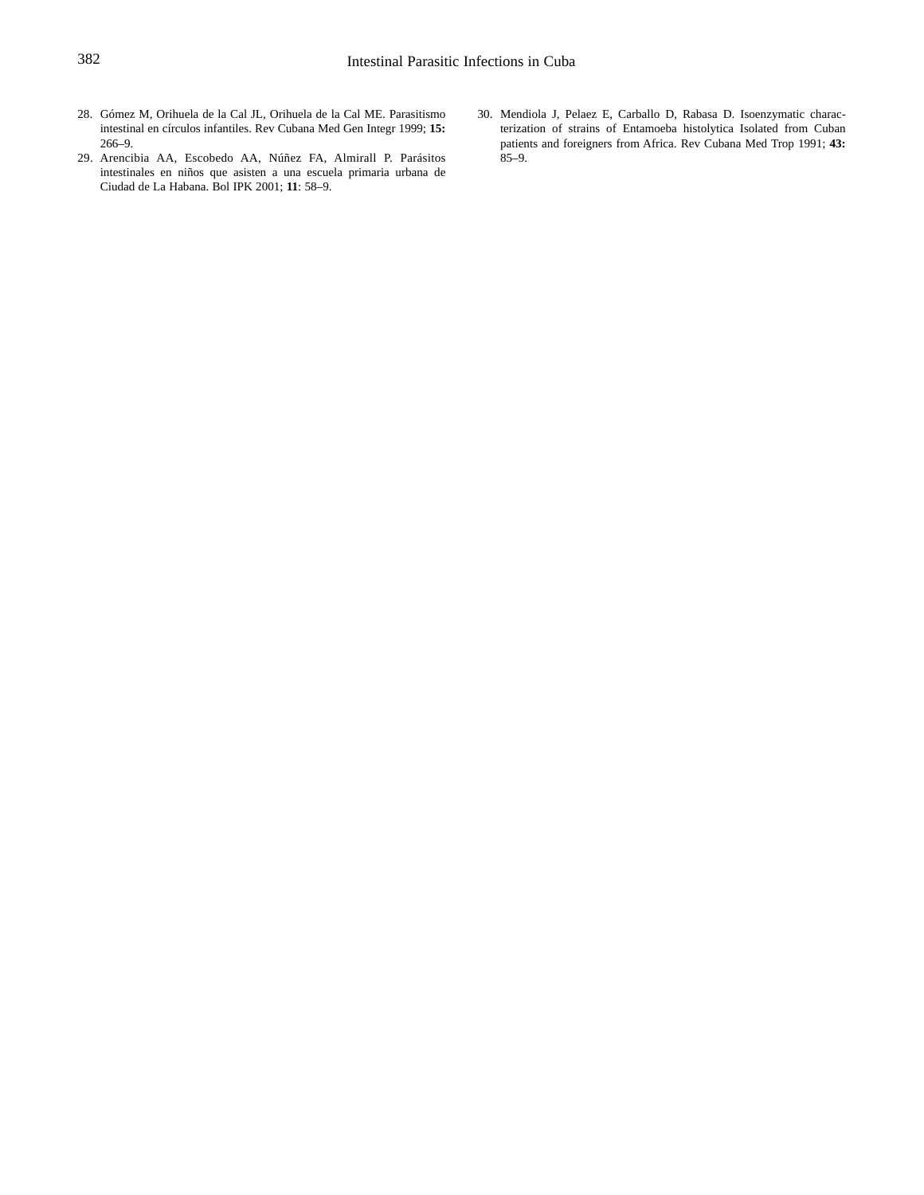28. Gómez M, Orihuela de la Cal JL, Orihuela de la Cal ME. Parasitismo intestinal en círculos infantiles. Rev Cubana Med Gen Integr 1999; **15:** 266–9.
29. Arencibia AA, Escobedo AA, Núñez FA, Almirall P. Parásitos intestinales en niños que asisten a una escuela primaria urbana de Ciudad de La Habana. Bol IPK 2001; **11**: 58–9.
30. Mendiola J, Pelaez E, Carballo D, Rabasa D. Isoenzymatic characterization of strains of Entamoeba histolytica Isolated from Cuban patients and foreigners from Africa. Rev Cubana Med Trop 1991; **43:** 85–9.